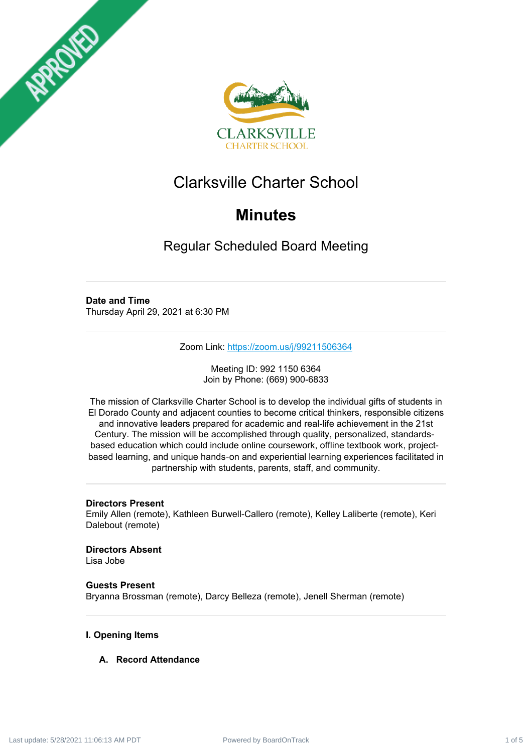# Clarksville Charter School

## Minutes

### Regular Scheduled Board Meeting

**Date and Time**
Thursday April 29, 2021 at 6:30 PM

Zoom Link: https://zoom.us/j/99211506364

Meeting ID: 992 1150 6364
Join by Phone: (669) 900-6833

The mission of Clarksville Charter School is to develop the individual gifts of students in El Dorado County and adjacent counties to become critical thinkers, responsible citizens and innovative leaders prepared for academic and real-life achievement in the 21st Century. The mission will be accomplished through quality, personalized, standards-based education which could include online coursework, offline textbook work, project-based learning, and unique hands-on and experiential learning experiences facilitated in partnership with students, parents, staff, and community.

**Directors Present**
Emily Allen (remote), Kathleen Burwell-Callero (remote), Kelley Laliberte (remote), Keri Dalebout (remote)

**Directors Absent**
Lisa Jobe

**Guests Present**
Bryanna Brossman (remote), Darcy Belleza (remote), Jenell Sherman (remote)

**I. Opening Items**

**A. Record Attendance**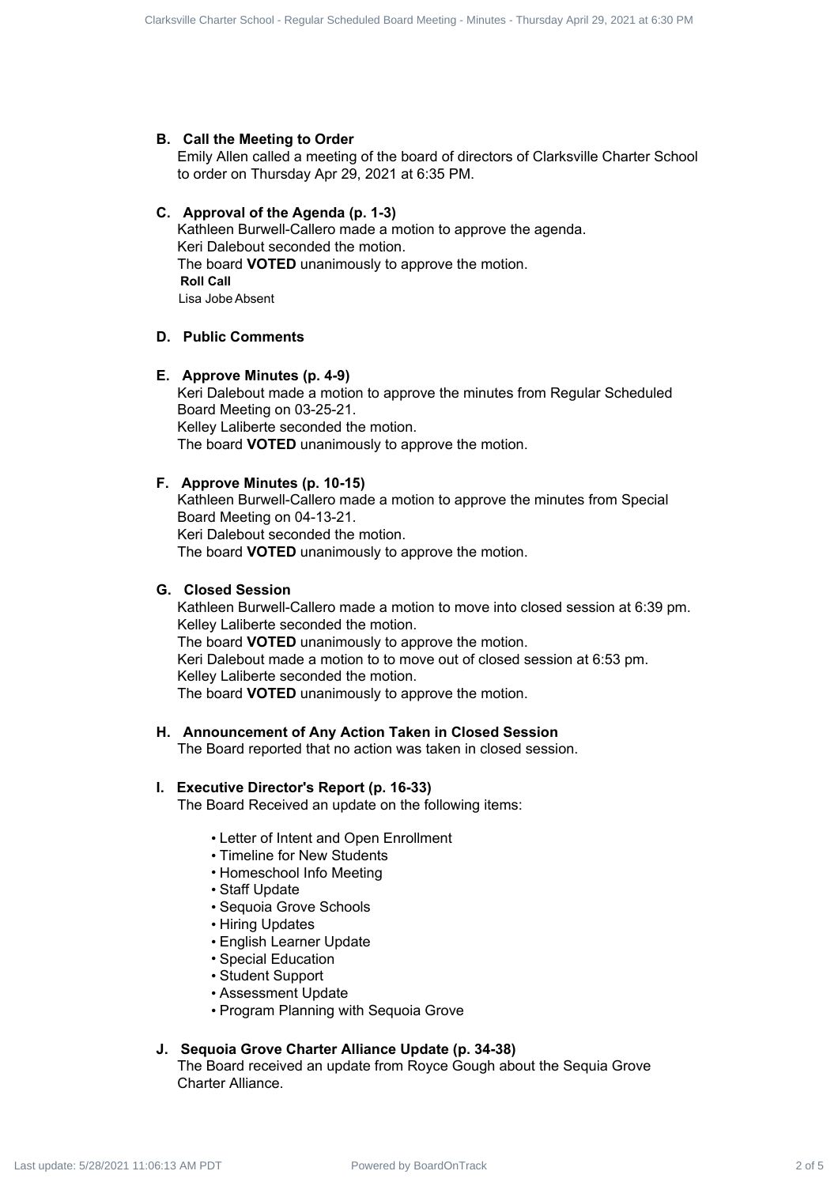### B. Call the Meeting to Order

Emily Allen called a meeting of the board of directors of Clarksville Charter School to order on Thursday Apr 29, 2021 at 6:35 PM.

### C. Approval of the Agenda (p. 1-3)

Kathleen Burwell-Callero made a motion to approve the agenda.
Keri Dalebout seconded the motion.
The board **VOTED** unanimously to approve the motion.

**Roll Call**

Lisa Jobe Absent

### D. Public Comments

### E. Approve Minutes (p. 4-9)

Keri Dalebout made a motion to approve the minutes from Regular Scheduled Board Meeting on 03-25-21.
Kelley Laliberte seconded the motion.
The board **VOTED** unanimously to approve the motion.

### F. Approve Minutes (p. 10-15)

Kathleen Burwell-Callero made a motion to approve the minutes from Special Board Meeting on 04-13-21.
Keri Dalebout seconded the motion.
The board **VOTED** unanimously to approve the motion.

### G. Closed Session

Kathleen Burwell-Callero made a motion to move into closed session at 6:39 pm.
Kelley Laliberte seconded the motion.
The board **VOTED** unanimously to approve the motion.
Keri Dalebout made a motion to to move out of closed session at 6:53 pm.
Kelley Laliberte seconded the motion.
The board **VOTED** unanimously to approve the motion.

### H. Announcement of Any Action Taken in Closed Session

The Board reported that no action was taken in closed session.

### I. Executive Director's Report (p. 16-33)

The Board Received an update on the following items:

- Letter of Intent and Open Enrollment
- Timeline for New Students
- Homeschool Info Meeting
- Staff Update
- Sequoia Grove Schools
- Hiring Updates
- English Learner Update
- Special Education
- Student Support
- Assessment Update
- Program Planning with Sequoia Grove

### J. Sequoia Grove Charter Alliance Update (p. 34-38)

The Board received an update from Royce Gough about the Sequia Grove Charter Alliance.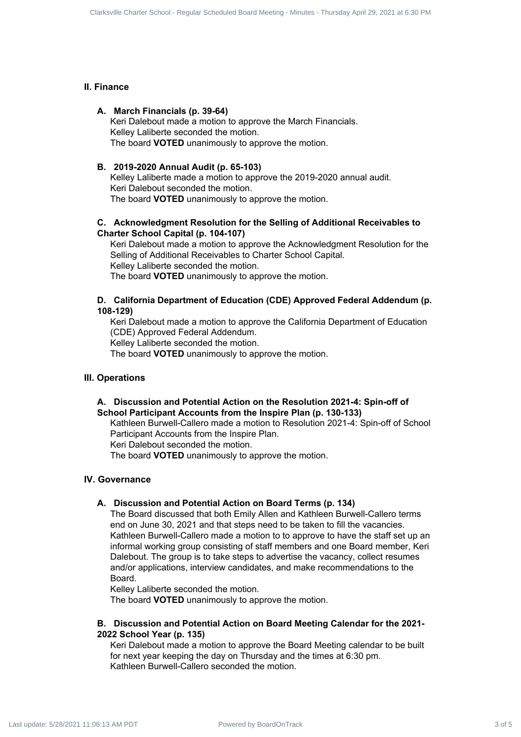## II. Finance

### A. March Financials (p. 39-64)

Keri Dalebout made a motion to approve the March Financials.
Kelley Laliberte seconded the motion.
The board **VOTED** unanimously to approve the motion.

### B. 2019-2020 Annual Audit (p. 65-103)

Kelley Laliberte made a motion to approve the 2019-2020 annual audit.
Keri Dalebout seconded the motion.
The board **VOTED** unanimously to approve the motion.

### C. Acknowledgment Resolution for the Selling of Additional Receivables to Charter School Capital (p. 104-107)

Keri Dalebout made a motion to approve the Acknowledgment Resolution for the Selling of Additional Receivables to Charter School Capital.
Kelley Laliberte seconded the motion.
The board **VOTED** unanimously to approve the motion.

### D. California Department of Education (CDE) Approved Federal Addendum (p. 108-129)

Keri Dalebout made a motion to approve the California Department of Education (CDE) Approved Federal Addendum.
Kelley Laliberte seconded the motion.
The board **VOTED** unanimously to approve the motion.

## III. Operations

### A. Discussion and Potential Action on the Resolution 2021-4: Spin-off of School Participant Accounts from the Inspire Plan (p. 130-133)

Kathleen Burwell-Callero made a motion to Resolution 2021-4: Spin-off of School Participant Accounts from the Inspire Plan.
Keri Dalebout seconded the motion.
The board **VOTED** unanimously to approve the motion.

## IV. Governance

### A. Discussion and Potential Action on Board Terms (p. 134)

The Board discussed that both Emily Allen and Kathleen Burwell-Callero terms end on June 30, 2021 and that steps need to be taken to fill the vacancies. Kathleen Burwell-Callero made a motion to to approve to have the staff set up an informal working group consisting of staff members and one Board member, Keri Dalebout. The group is to take steps to advertise the vacancy, collect resumes and/or applications, interview candidates, and make recommendations to the Board.
Kelley Laliberte seconded the motion.
The board **VOTED** unanimously to approve the motion.

### B. Discussion and Potential Action on Board Meeting Calendar for the 2021-2022 School Year (p. 135)

Keri Dalebout made a motion to approve the Board Meeting calendar to be built for next year keeping the day on Thursday and the times at 6:30 pm.
Kathleen Burwell-Callero seconded the motion.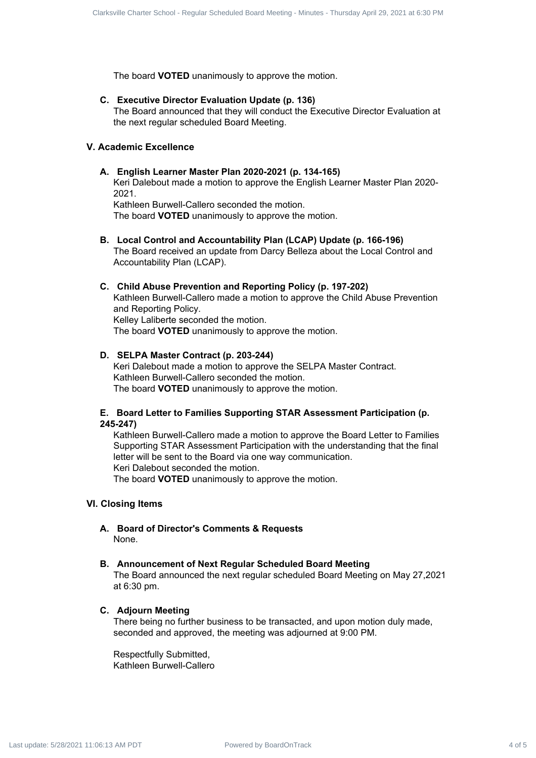The board **VOTED** unanimously to approve the motion.

**C. Executive Director Evaluation Update (p. 136)**

The Board announced that they will conduct the Executive Director Evaluation at the next regular scheduled Board Meeting.

## V. Academic Excellence

**A. English Learner Master Plan 2020-2021 (p. 134-165)**

Keri Dalebout made a motion to approve the English Learner Master Plan 2020-2021.
Kathleen Burwell-Callero seconded the motion.
The board **VOTED** unanimously to approve the motion.

**B. Local Control and Accountability Plan (LCAP) Update (p. 166-196)**

The Board received an update from Darcy Belleza about the Local Control and Accountability Plan (LCAP).

**C. Child Abuse Prevention and Reporting Policy (p. 197-202)**

Kathleen Burwell-Callero made a motion to approve the Child Abuse Prevention and Reporting Policy.
Kelley Laliberte seconded the motion.
The board **VOTED** unanimously to approve the motion.

**D. SELPA Master Contract (p. 203-244)**

Keri Dalebout made a motion to approve the SELPA Master Contract.
Kathleen Burwell-Callero seconded the motion.
The board **VOTED** unanimously to approve the motion.

**E. Board Letter to Families Supporting STAR Assessment Participation (p. 245-247)**

Kathleen Burwell-Callero made a motion to approve the Board Letter to Families Supporting STAR Assessment Participation with the understanding that the final letter will be sent to the Board via one way communication.
Keri Dalebout seconded the motion.
The board **VOTED** unanimously to approve the motion.

## VI. Closing Items

**A. Board of Director's Comments & Requests**

None.

**B. Announcement of Next Regular Scheduled Board Meeting**

The Board announced the next regular scheduled Board Meeting on May 27,2021 at 6:30 pm.

**C. Adjourn Meeting**

There being no further business to be transacted, and upon motion duly made, seconded and approved, the meeting was adjourned at 9:00 PM.

Respectfully Submitted,
Kathleen Burwell-Callero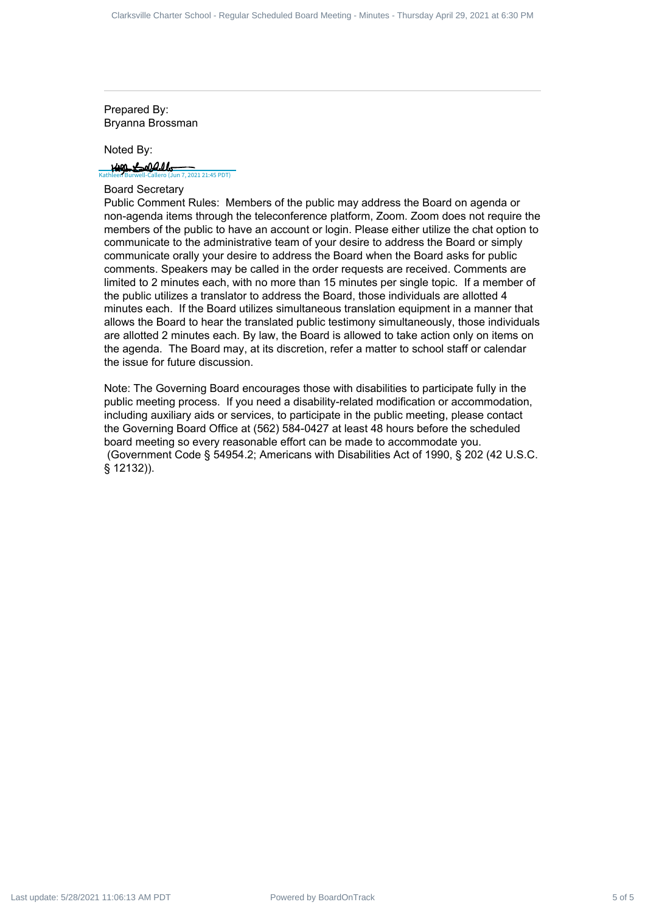Prepared By:
Bryanna Brossman

Noted By:

Kathleen Burwell-Callero (Jun 7, 2021 21:45 PDT)

Board Secretary

Public Comment Rules: Members of the public may address the Board on agenda or non-agenda items through the teleconference platform, Zoom. Zoom does not require the members of the public to have an account or login. Please either utilize the chat option to communicate to the administrative team of your desire to address the Board or simply communicate orally your desire to address the Board when the Board asks for public comments. Speakers may be called in the order requests are received. Comments are limited to 2 minutes each, with no more than 15 minutes per single topic. If a member of the public utilizes a translator to address the Board, those individuals are allotted 4 minutes each. If the Board utilizes simultaneous translation equipment in a manner that allows the Board to hear the translated public testimony simultaneously, those individuals are allotted 2 minutes each. By law, the Board is allowed to take action only on items on the agenda. The Board may, at its discretion, refer a matter to school staff or calendar the issue for future discussion.

Note: The Governing Board encourages those with disabilities to participate fully in the public meeting process. If you need a disability-related modification or accommodation, including auxiliary aids or services, to participate in the public meeting, please contact the Governing Board Office at (562) 584-0427 at least 48 hours before the scheduled board meeting so every reasonable effort can be made to accommodate you. (Government Code § 54954.2; Americans with Disabilities Act of 1990, § 202 (42 U.S.C. § 12132)).